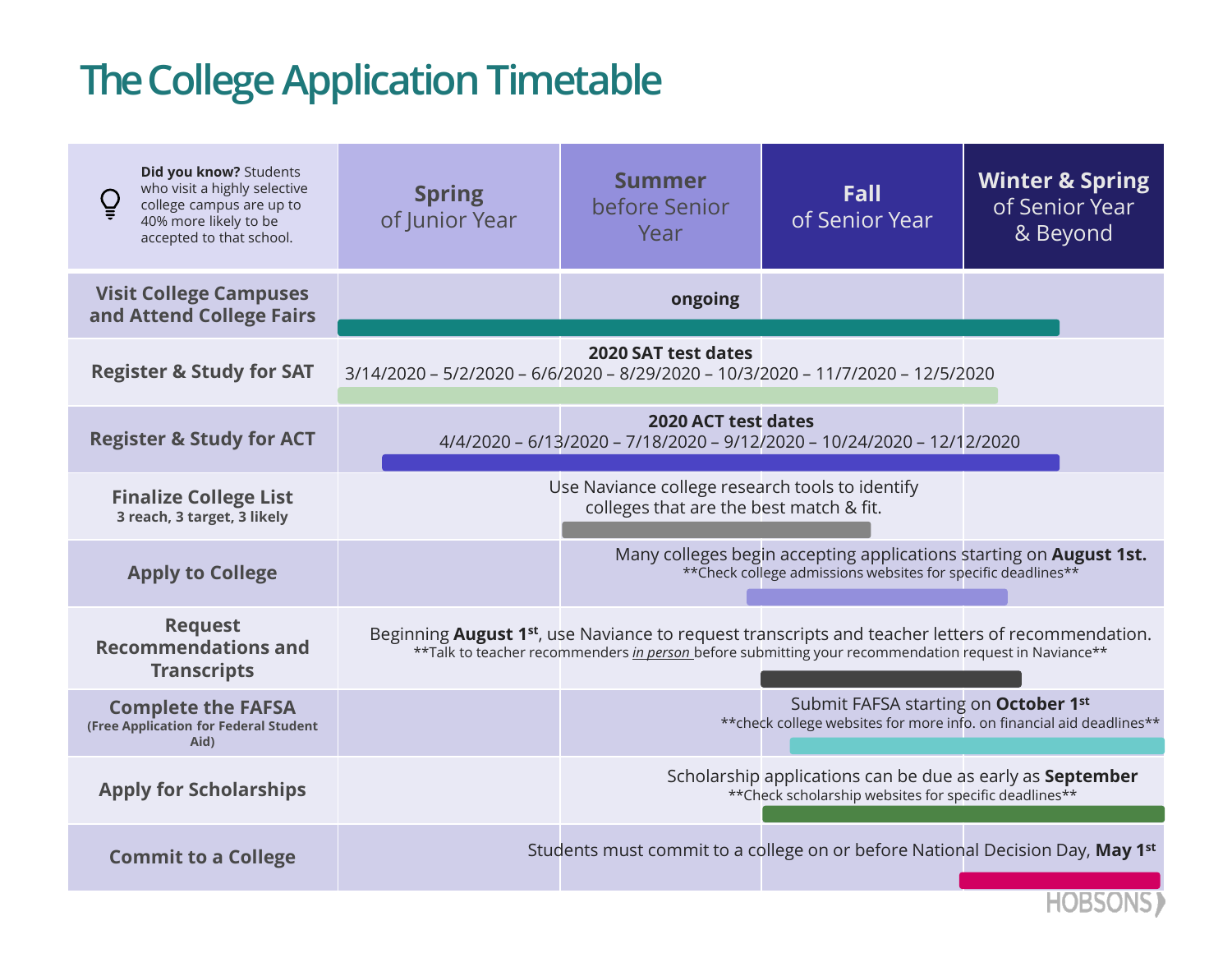# The College Application Timetable

| **Did you know?** Students who visit a highly selective college campus are up to 40% more likely to be accepted to that school. | **Spring** of Junior Year | **Summer** before Senior Year | **Fall** of Senior Year | **Winter & Spring** of Senior Year & Beyond |
|---|---|---|---|---|
| **Visit College Campuses and Attend College Fairs** | **ongoing** | | | |
| **Register & Study for SAT** | **2020 SAT test dates** 3/14/2020 – 5/2/2020 – 6/6/2020 – 8/29/2020 – 10/3/2020 – 11/7/2020 – 12/5/2020 | | | |
| **Register & Study for ACT** | **2020 ACT test dates** 4/4/2020 – 6/13/2020 – 7/18/2020 – 9/12/2020 – 10/24/2020 – 12/12/2020 | | | |
| **Finalize College List** **3 reach, 3 target, 3 likely** | Use Naviance college research tools to identify colleges that are the best match & fit. | | | |
| **Apply to College** | | Many colleges begin accepting applications starting on **August 1st.** **Check college admissions websites for specific deadlines** | | |
| **Request Recommendations and Transcripts** | Beginning **August 1st**, use Naviance to request transcripts and teacher letters of recommendation. **Talk to teacher recommenders *in person* before submitting your recommendation request in Naviance** | | | |
| **Complete the FAFSA** **(Free Application for Federal Student Aid)** | | | Submit FAFSA starting on **October 1st** **check college websites for more info. on financial aid deadlines** | |
| **Apply for Scholarships** | | | Scholarship applications can be due as early as **September** **Check scholarship websites for specific deadlines** | |
| **Commit to a College** | | | | Students must commit to a college on or before National Decision Day, **May 1st** |

HOBSONS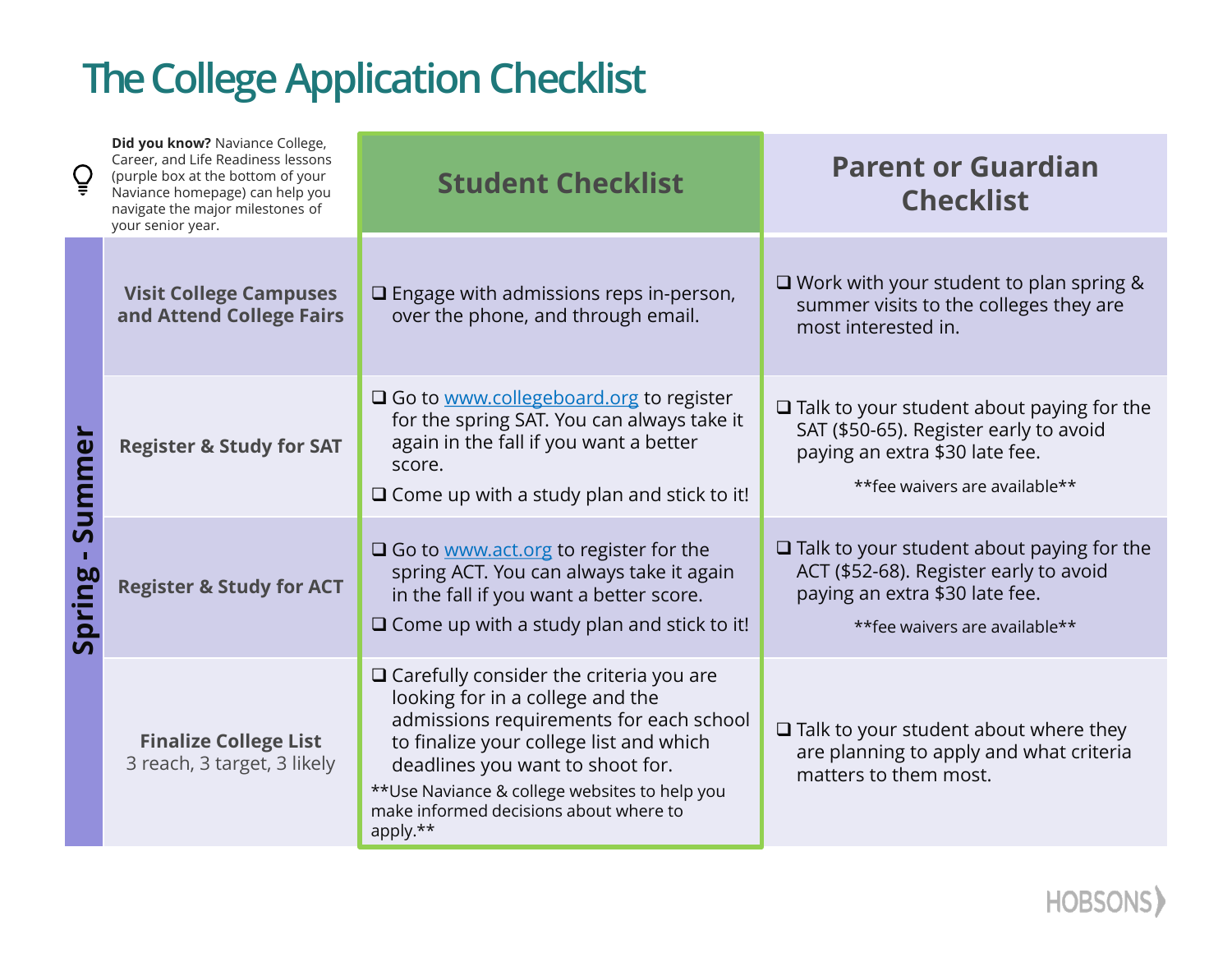# The College Application Checklist

**Did you know?** Naviance College, Career, and Life Readiness lessons (purple box at the bottom of your Naviance homepage) can help you navigate the major milestones of your senior year.

| | | Student Checklist | Parent or Guardian Checklist |
|---|---|---|---|
| **Spring - Summer** | **Visit College Campuses and Attend College Fairs** | ❑ Engage with admissions reps in-person, over the phone, and through email. | ❑ Work with your student to plan spring & summer visits to the colleges they are most interested in. |
| | **Register & Study for SAT** | ❑ Go to [www.collegeboard.org](http://www.collegeboard.org) to register for the spring SAT. You can always take it again in the fall if you want a better score.<br>❑ Come up with a study plan and stick to it! | ❑ Talk to your student about paying for the SAT ($50-65). Register early to avoid paying an extra $30 late fee.<br>**fee waivers are available** |
| | **Register & Study for ACT** | ❑ Go to [www.act.org](http://www.act.org) to register for the spring ACT. You can always take it again in the fall if you want a better score.<br>❑ Come up with a study plan and stick to it! | ❑ Talk to your student about paying for the ACT ($52-68). Register early to avoid paying an extra $30 late fee.<br>**fee waivers are available** |
| | **Finalize College List**<br>3 reach, 3 target, 3 likely | ❑ Carefully consider the criteria you are looking for in a college and the admissions requirements for each school to finalize your college list and which deadlines you want to shoot for.<br>**Use Naviance & college websites to help you make informed decisions about where to apply.** | ❑ Talk to your student about where they are planning to apply and what criteria matters to them most. |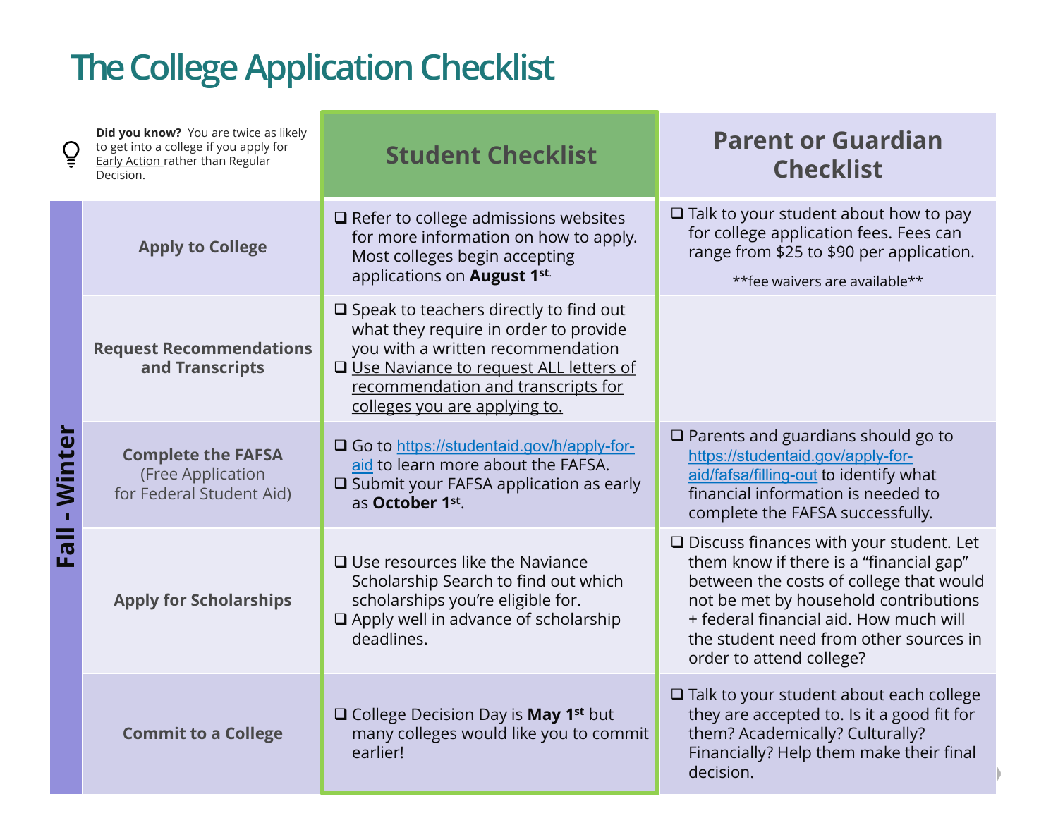# The College Application Checklist

**Did you know?** You are twice as likely to get into a college if you apply for Early Action rather than Regular Decision.

| Fall - Winter | Student Checklist | Parent or Guardian Checklist |
|---|---|---|
| **Apply to College** | ❑ Refer to college admissions websites for more information on how to apply. Most colleges begin accepting applications on **August 1st**. | ❑ Talk to your student about how to pay for college application fees. Fees can range from $25 to $90 per application. \*\*fee waivers are available\*\* |
| **Request Recommendations and Transcripts** | ❑ Speak to teachers directly to find out what they require in order to provide you with a written recommendation<br>❑ Use Naviance to request ALL letters of recommendation and transcripts for colleges you are applying to. | |
| **Complete the FAFSA** (Free Application for Federal Student Aid) | ❑ Go to https://studentaid.gov/h/apply-for-aid to learn more about the FAFSA.<br>❑ Submit your FAFSA application as early as **October 1st**. | ❑ Parents and guardians should go to https://studentaid.gov/apply-for-aid/fafsa/filling-out to identify what financial information is needed to complete the FAFSA successfully. |
| **Apply for Scholarships** | ❑ Use resources like the Naviance Scholarship Search to find out which scholarships you're eligible for.<br>❑ Apply well in advance of scholarship deadlines. | ❑ Discuss finances with your student. Let them know if there is a "financial gap" between the costs of college that would not be met by household contributions + federal financial aid. How much will the student need from other sources in order to attend college? |
| **Commit to a College** | ❑ College Decision Day is **May 1st** but many colleges would like you to commit earlier! | ❑ Talk to your student about each college they are accepted to. Is it a good fit for them? Academically? Culturally? Financially? Help them make their final decision. |